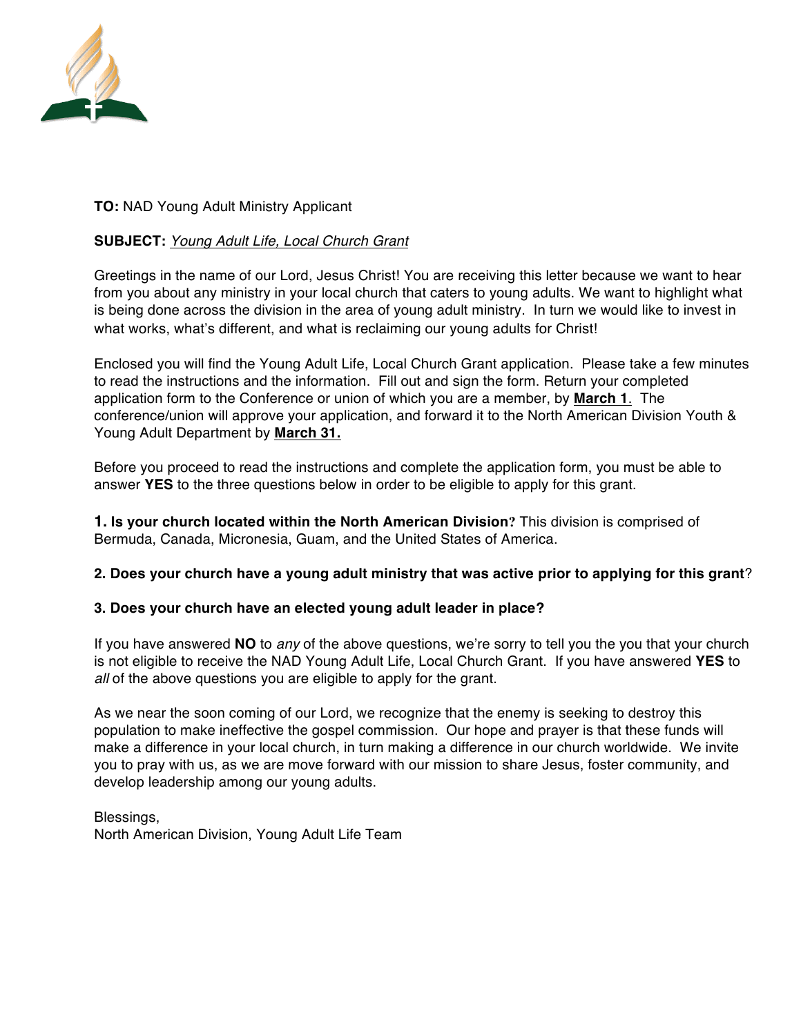**TO:** NAD Young Adult Ministry Applicant

**SUBJECT:** *Young Adult Life, Local Church Grant*

Greetings in the name of our Lord, Jesus Christ! You are receiving this letter because we want to hear from you about any ministry in your local church that caters to young adults. We want to highlight what is being done across the division in the area of young adult ministry. In turn we would like to invest in what works, what's different, and what is reclaiming our young adults for Christ!

Enclosed you will find the Young Adult Life, Local Church Grant application. Please take a few minutes to read the instructions and the information. Fill out and sign the form. Return your completed application form to the Conference or union of which you are a member, by **March 1**. The conference/union will approve your application, and forward it to the North American Division Youth & Young Adult Department by **March 31.**

Before you proceed to read the instructions and complete the application form, you must be able to answer **YES** to the three questions below in order to be eligible to apply for this grant.

**1. Is your church located within the North American Division?** This division is comprised of Bermuda, Canada, Micronesia, Guam, and the United States of America.

**2. Does your church have a young adult ministry that was active prior to applying for this grant**?

**3. Does your church have an elected young adult leader in place?**

If you have answered **NO** to *any* of the above questions, we're sorry to tell you the you that your church is not eligible to receive the NAD Young Adult Life, Local Church Grant. If you have answered **YES** to *all* of the above questions you are eligible to apply for the grant.

As we near the soon coming of our Lord, we recognize that the enemy is seeking to destroy this population to make ineffective the gospel commission. Our hope and prayer is that these funds will make a difference in your local church, in turn making a difference in our church worldwide. We invite you to pray with us, as we are move forward with our mission to share Jesus, foster community, and develop leadership among our young adults.

Blessings,
North American Division, Young Adult Life Team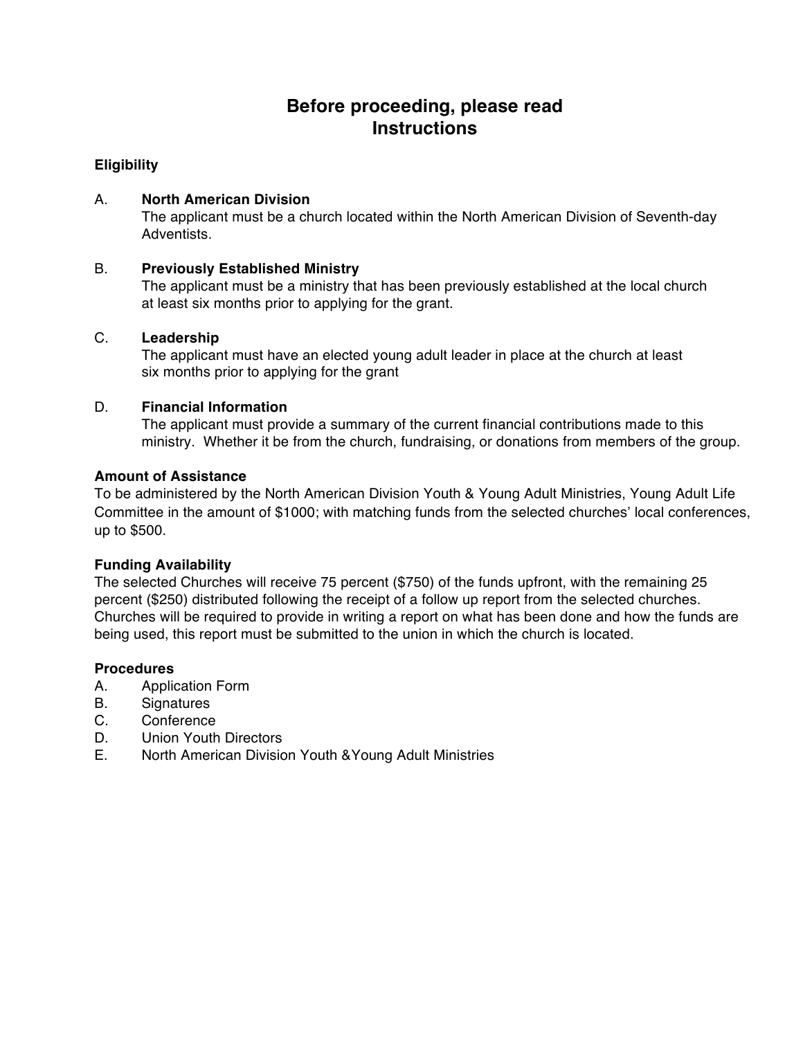# Before proceeding, please read
# Instructions

### Eligibility

A. **North American Division**
The applicant must be a church located within the North American Division of Seventh-day Adventists.

B. **Previously Established Ministry**
The applicant must be a ministry that has been previously established at the local church at least six months prior to applying for the grant.

C. **Leadership**
The applicant must have an elected young adult leader in place at the church at least six months prior to applying for the grant

D. **Financial Information**
The applicant must provide a summary of the current financial contributions made to this ministry. Whether it be from the church, fundraising, or donations from members of the group.

### Amount of Assistance

To be administered by the North American Division Youth & Young Adult Ministries, Young Adult Life Committee in the amount of $1000; with matching funds from the selected churches' local conferences, up to $500.

### Funding Availability

The selected Churches will receive 75 percent ($750) of the funds upfront, with the remaining 25 percent ($250) distributed following the receipt of a follow up report from the selected churches. Churches will be required to provide in writing a report on what has been done and how the funds are being used, this report must be submitted to the union in which the church is located.

### Procedures

A. Application Form
B. Signatures
C. Conference
D. Union Youth Directors
E. North American Division Youth &Young Adult Ministries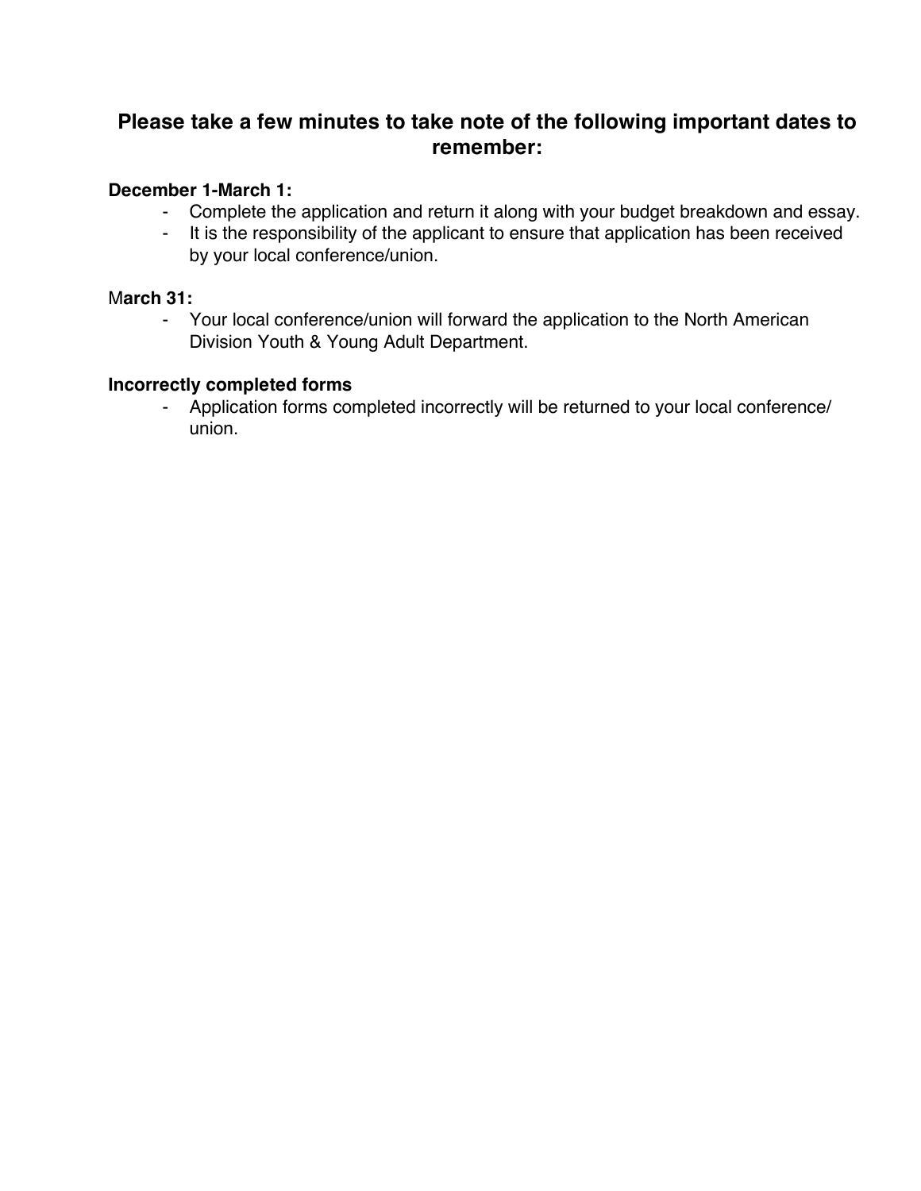## Please take a few minutes to take note of the following important dates to remember:

**December 1-March 1:**

- Complete the application and return it along with your budget breakdown and essay.
- It is the responsibility of the applicant to ensure that application has been received by your local conference/union.

**March 31:**

- Your local conference/union will forward the application to the North American Division Youth & Young Adult Department.

**Incorrectly completed forms**

- Application forms completed incorrectly will be returned to your local conference/union.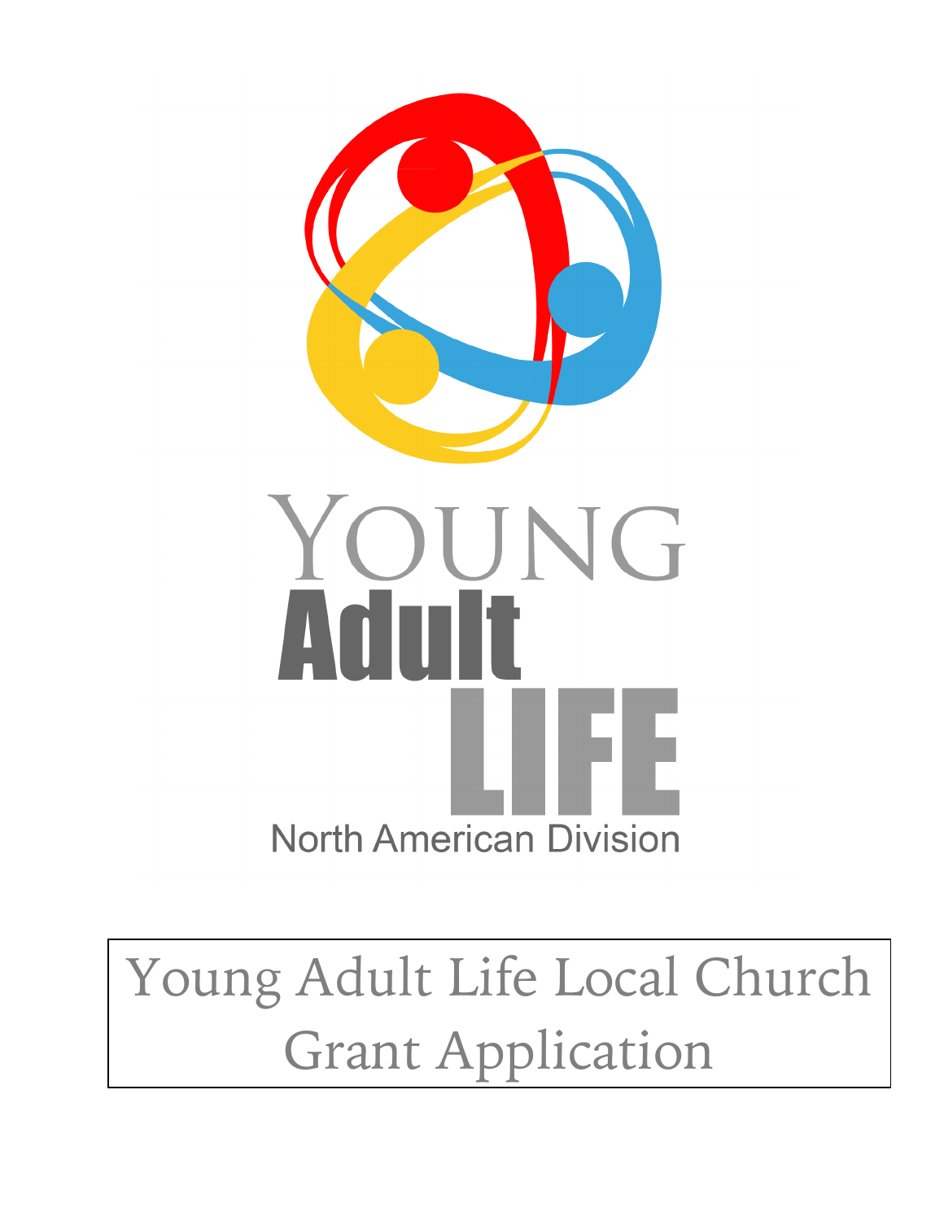YOUNG

Adult

LIFE

North American Division

# Young Adult Life Local Church Grant Application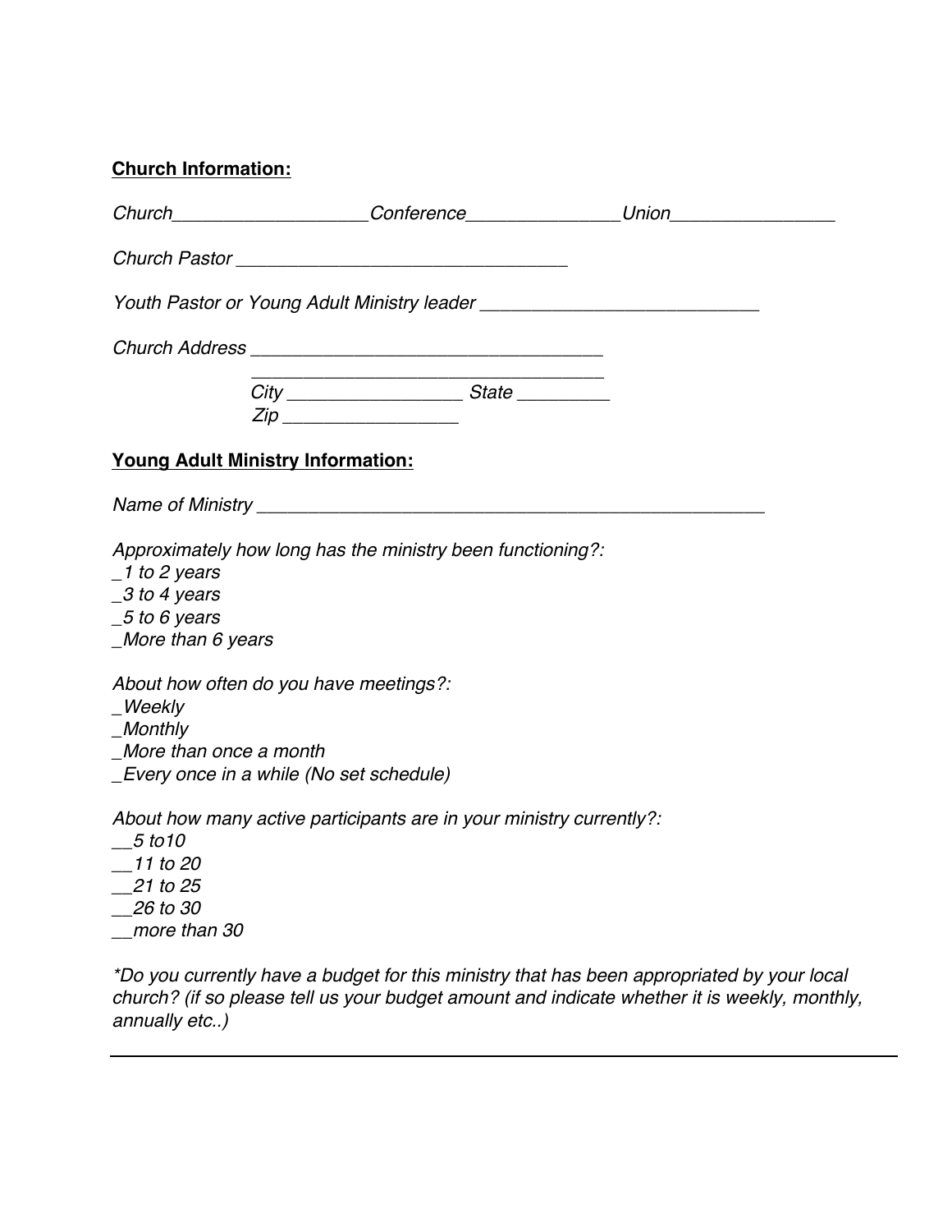**Church Information:**

*Church___________________Conference_______________Union________________*

*Church Pastor ________________________________*

*Youth Pastor or Young Adult Ministry leader ___________________________*

*Church Address ___________________________________*

*___________________________________*
*City _________________ State _________*
*Zip _________________*

**Young Adult Ministry Information:**

*Name of Ministry __________________________________________________*

*Approximately how long has the ministry been functioning?:*
*_1 to 2 years*
*_3 to 4 years*
*_5 to 6 years*
*_More than 6 years*

*About how often do you have meetings?:*
*_Weekly*
*_Monthly*
*_More than once a month*
*_Every once in a while (No set schedule)*

*About how many active participants are in your ministry currently?:*
*__5 to10*
*__11 to 20*
*__21 to 25*
*__26 to 30*
*__more than 30*

*\*Do you currently have a budget for this ministry that has been appropriated by your local church? (if so please tell us your budget amount and indicate whether it is weekly, monthly, annually etc..)*

---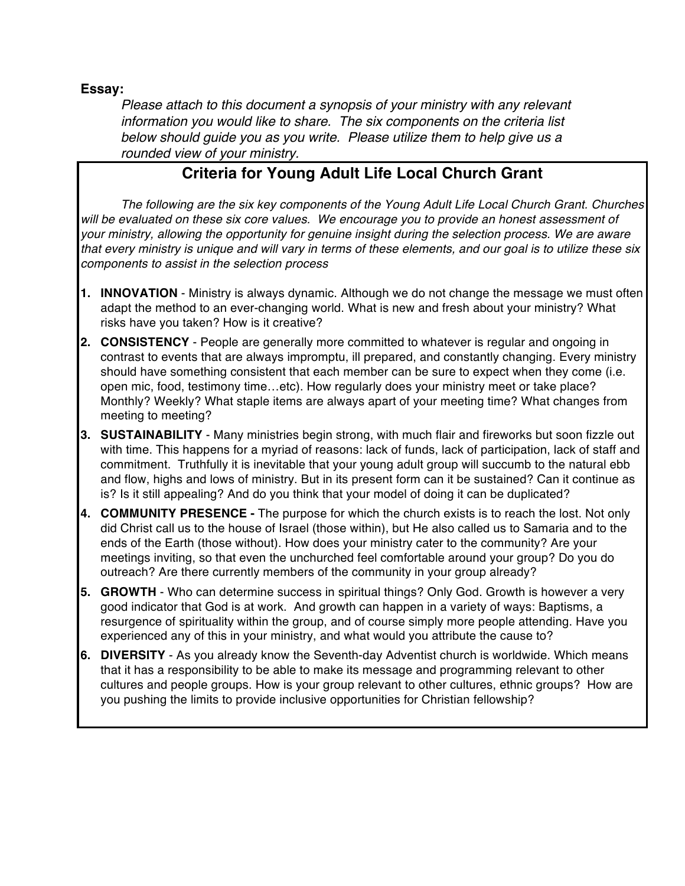**Essay:**

*Please attach to this document a synopsis of your ministry with any relevant information you would like to share. The six components on the criteria list below should guide you as you write. Please utilize them to help give us a rounded view of your ministry.*

## Criteria for Young Adult Life Local Church Grant

*The following are the six key components of the Young Adult Life Local Church Grant. Churches will be evaluated on these six core values. We encourage you to provide an honest assessment of your ministry, allowing the opportunity for genuine insight during the selection process. We are aware that every ministry is unique and will vary in terms of these elements, and our goal is to utilize these six components to assist in the selection process*

1. **INNOVATION** - Ministry is always dynamic. Although we do not change the message we must often adapt the method to an ever-changing world. What is new and fresh about your ministry? What risks have you taken? How is it creative?
2. **CONSISTENCY** - People are generally more committed to whatever is regular and ongoing in contrast to events that are always impromptu, ill prepared, and constantly changing. Every ministry should have something consistent that each member can be sure to expect when they come (i.e. open mic, food, testimony time…etc). How regularly does your ministry meet or take place? Monthly? Weekly? What staple items are always apart of your meeting time? What changes from meeting to meeting?
3. **SUSTAINABILITY** - Many ministries begin strong, with much flair and fireworks but soon fizzle out with time. This happens for a myriad of reasons: lack of funds, lack of participation, lack of staff and commitment. Truthfully it is inevitable that your young adult group will succumb to the natural ebb and flow, highs and lows of ministry. But in its present form can it be sustained? Can it continue as is? Is it still appealing? And do you think that your model of doing it can be duplicated?
4. **COMMUNITY PRESENCE -** The purpose for which the church exists is to reach the lost. Not only did Christ call us to the house of Israel (those within), but He also called us to Samaria and to the ends of the Earth (those without). How does your ministry cater to the community? Are your meetings inviting, so that even the unchurched feel comfortable around your group? Do you do outreach? Are there currently members of the community in your group already?
5. **GROWTH** - Who can determine success in spiritual things? Only God. Growth is however a very good indicator that God is at work. And growth can happen in a variety of ways: Baptisms, a resurgence of spirituality within the group, and of course simply more people attending. Have you experienced any of this in your ministry, and what would you attribute the cause to?
6. **DIVERSITY** - As you already know the Seventh-day Adventist church is worldwide. Which means that it has a responsibility to be able to make its message and programming relevant to other cultures and people groups. How is your group relevant to other cultures, ethnic groups? How are you pushing the limits to provide inclusive opportunities for Christian fellowship?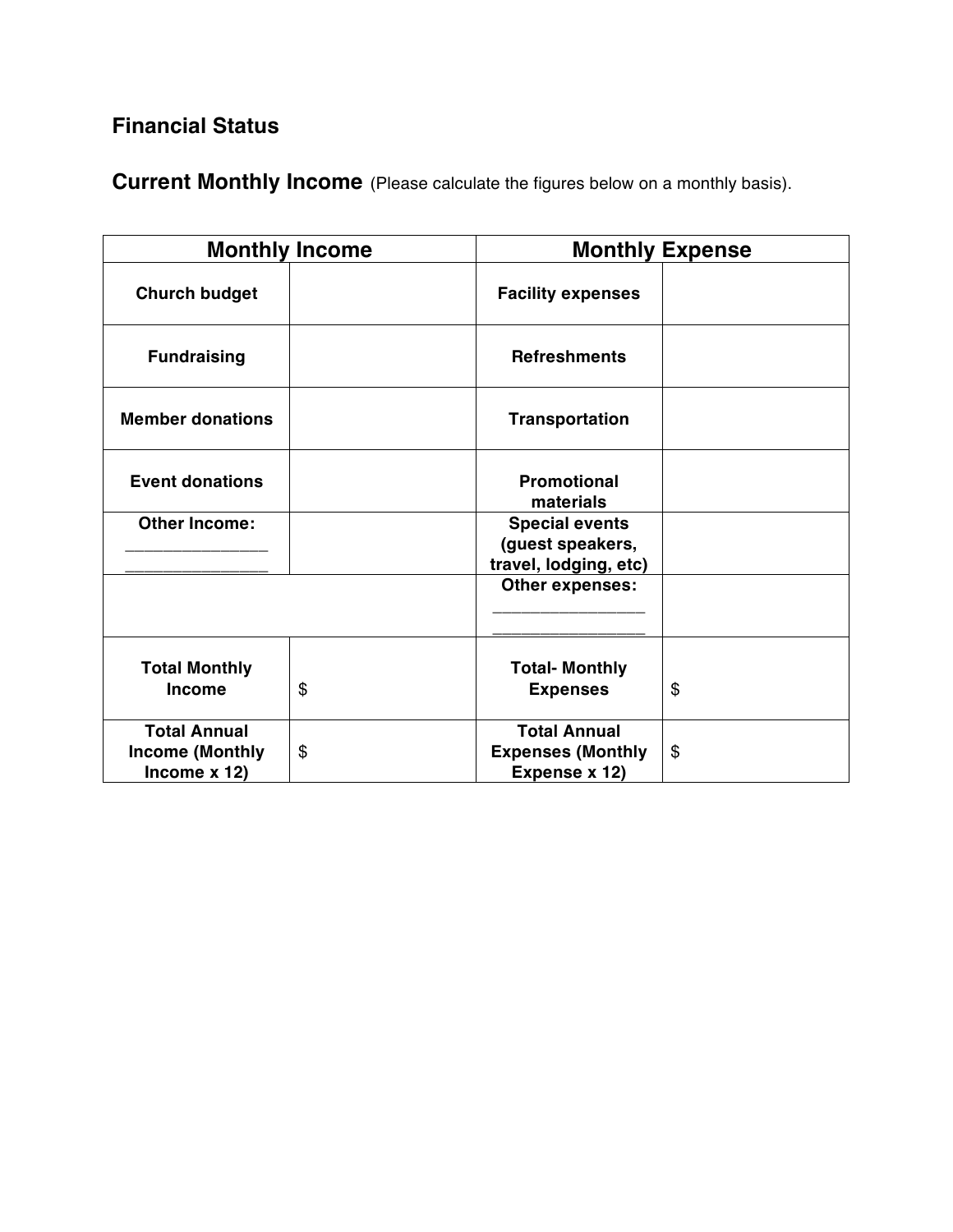## Financial Status

### Current Monthly Income (Please calculate the figures below on a monthly basis).

| Monthly Income | | Monthly Expense | |
|---|---|---|---|
| **Church budget** | | **Facility expenses** | |
| **Fundraising** | | **Refreshments** | |
| **Member donations** | | **Transportation** | |
| **Event donations** | | **Promotional materials** | |
| **Other Income:** _______________ _______________ | | **Special events (guest speakers, travel, lodging, etc)** | |
| | | **Other expenses:** _______________ _______________ | |
| **Total Monthly Income** | $ | **Total- Monthly Expenses** | $ |
| **Total Annual Income (Monthly Income x 12)** | $ | **Total Annual Expenses (Monthly Expense x 12)** | $ |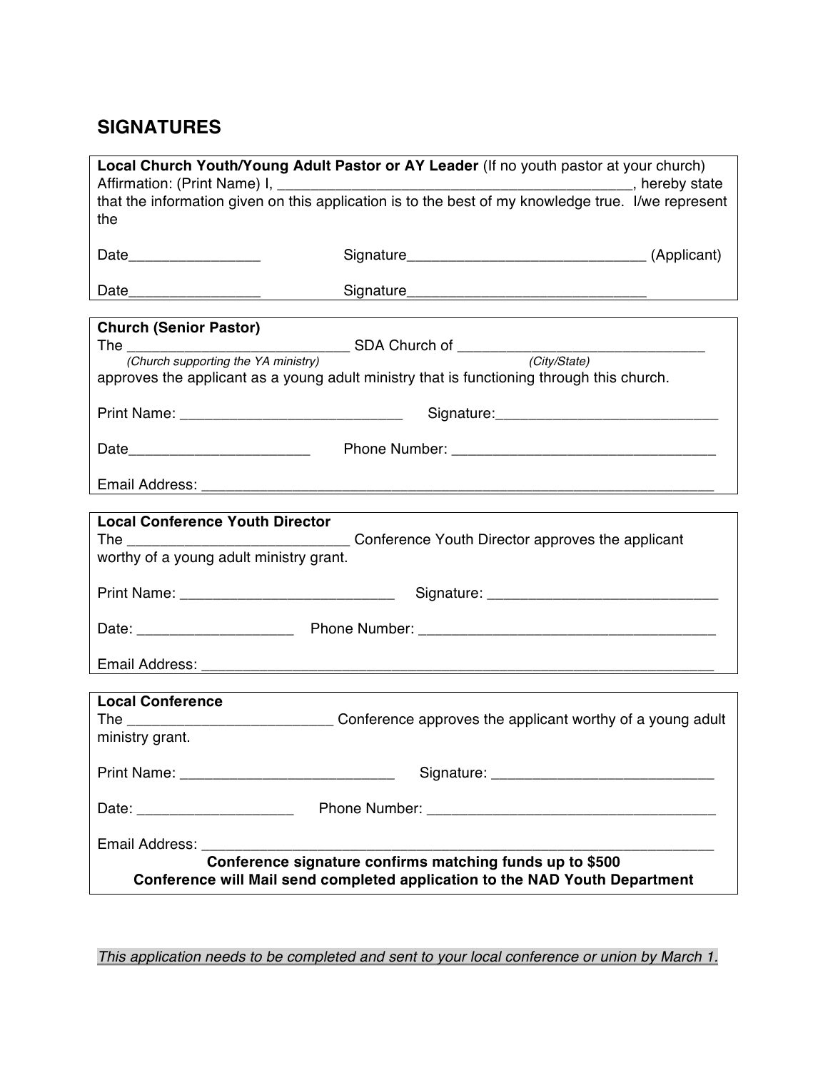## SIGNATURES

**Local Church Youth/Young Adult Pastor or AY Leader** (If no youth pastor at your church)
Affirmation: (Print Name) I, ____________________________________________, hereby state that the information given on this application is to the best of my knowledge true. I/we represent the

Date________________ Signature______________________________ (Applicant)

Date________________ Signature______________________________

**Church (Senior Pastor)**
The ____________________________ SDA Church of ______________________________
*(Church supporting the YA ministry)* *(City/State)*
approves the applicant as a young adult ministry that is functioning through this church.

Print Name: ___________________________ Signature:___________________________

Date______________________ Phone Number: ________________________________

Email Address: __________________________________________________________________

**Local Conference Youth Director**
The ___________________________ Conference Youth Director approves the applicant worthy of a young adult ministry grant.

Print Name: __________________________ Signature: _____________________________

Date: ___________________ Phone Number: ____________________________________

Email Address: __________________________________________________________________

**Local Conference**
The _________________________ Conference approves the applicant worthy of a young adult ministry grant.

Print Name: __________________________ Signature: ___________________________

Date: ___________________ Phone Number: ___________________________________

Email Address: __________________________________________________________________

**Conference signature confirms matching funds up to $500**
**Conference will Mail send completed application to the NAD Youth Department**

*This application needs to be completed and sent to your local conference or union by March 1.*